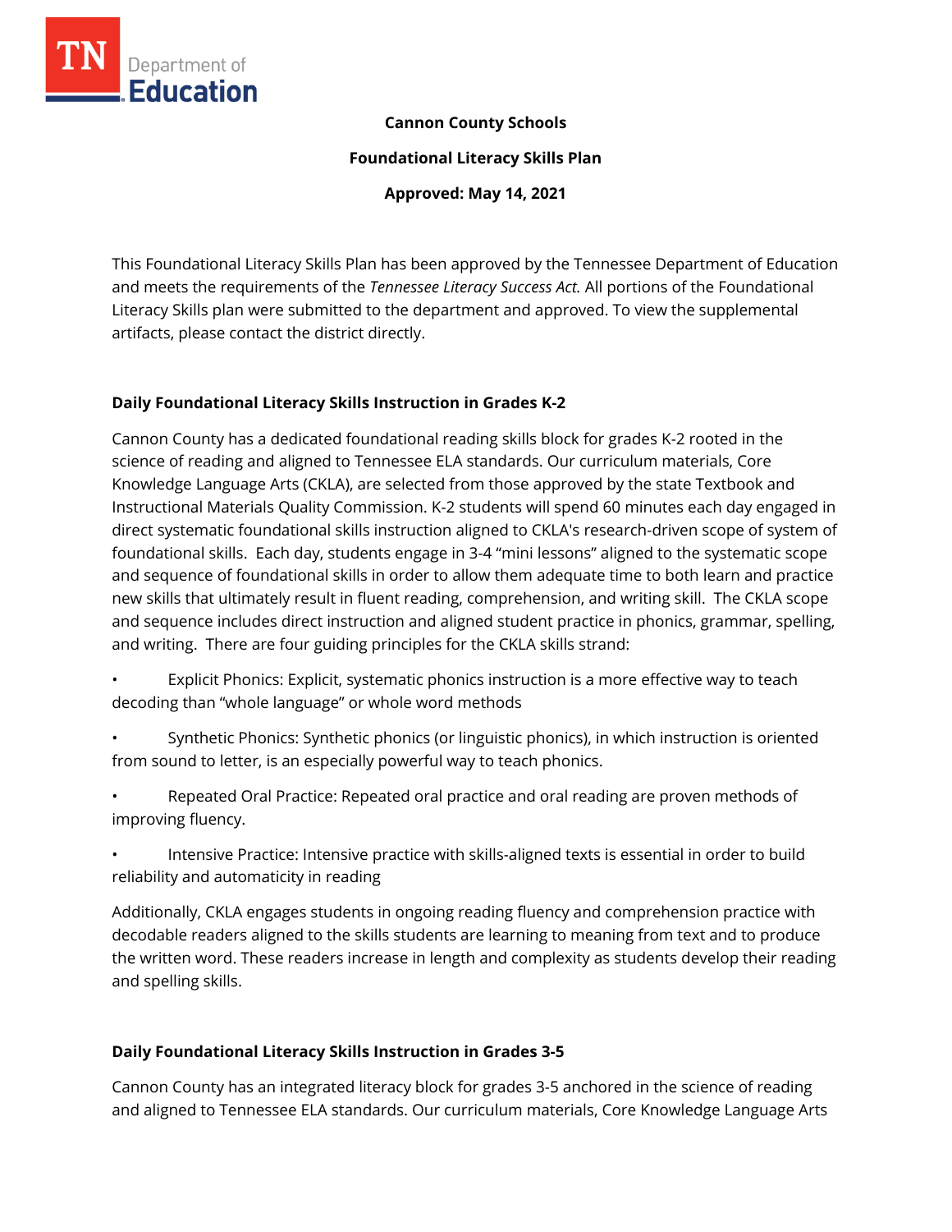**Cannon County Schools**

**Foundational Literacy Skills Plan**

**Approved: May 14, 2021**

This Foundational Literacy Skills Plan has been approved by the Tennessee Department of Education and meets the requirements of the *Tennessee Literacy Success Act.* All portions of the Foundational Literacy Skills plan were submitted to the department and approved. To view the supplemental artifacts, please contact the district directly.

## Daily Foundational Literacy Skills Instruction in Grades K-2

Cannon County has a dedicated foundational reading skills block for grades K-2 rooted in the science of reading and aligned to Tennessee ELA standards. Our curriculum materials, Core Knowledge Language Arts (CKLA), are selected from those approved by the state Textbook and Instructional Materials Quality Commission. K-2 students will spend 60 minutes each day engaged in direct systematic foundational skills instruction aligned to CKLA's research-driven scope of system of foundational skills. Each day, students engage in 3-4 "mini lessons" aligned to the systematic scope and sequence of foundational skills in order to allow them adequate time to both learn and practice new skills that ultimately result in fluent reading, comprehension, and writing skill. The CKLA scope and sequence includes direct instruction and aligned student practice in phonics, grammar, spelling, and writing. There are four guiding principles for the CKLA skills strand:

- Explicit Phonics: Explicit, systematic phonics instruction is a more effective way to teach decoding than "whole language" or whole word methods
- Synthetic Phonics: Synthetic phonics (or linguistic phonics), in which instruction is oriented from sound to letter, is an especially powerful way to teach phonics.
- Repeated Oral Practice: Repeated oral practice and oral reading are proven methods of improving fluency.
- Intensive Practice: Intensive practice with skills-aligned texts is essential in order to build reliability and automaticity in reading

Additionally, CKLA engages students in ongoing reading fluency and comprehension practice with decodable readers aligned to the skills students are learning to meaning from text and to produce the written word. These readers increase in length and complexity as students develop their reading and spelling skills.

## Daily Foundational Literacy Skills Instruction in Grades 3-5

Cannon County has an integrated literacy block for grades 3-5 anchored in the science of reading and aligned to Tennessee ELA standards. Our curriculum materials, Core Knowledge Language Arts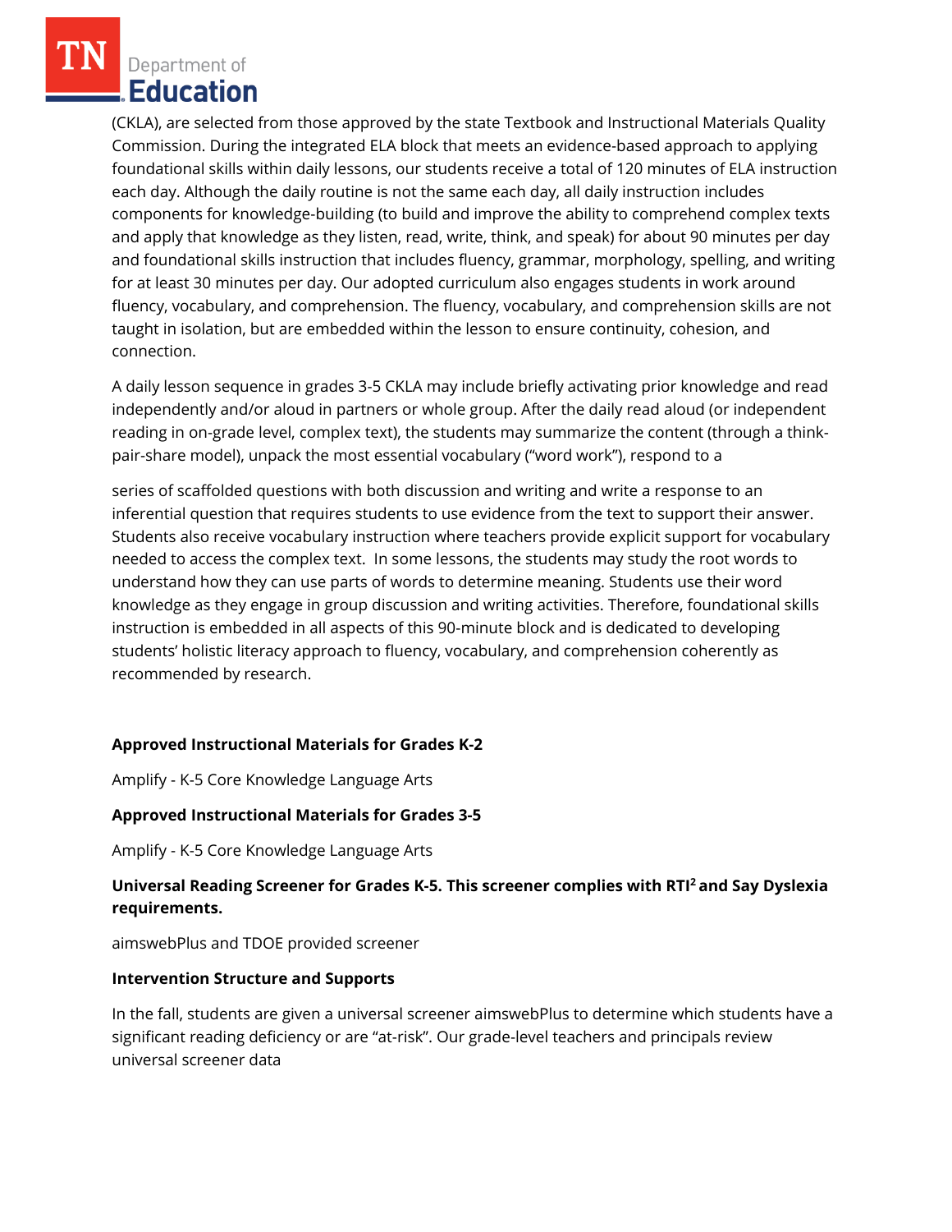(CKLA), are selected from those approved by the state Textbook and Instructional Materials Quality Commission. During the integrated ELA block that meets an evidence-based approach to applying foundational skills within daily lessons, our students receive a total of 120 minutes of ELA instruction each day. Although the daily routine is not the same each day, all daily instruction includes components for knowledge-building (to build and improve the ability to comprehend complex texts and apply that knowledge as they listen, read, write, think, and speak) for about 90 minutes per day and foundational skills instruction that includes fluency, grammar, morphology, spelling, and writing for at least 30 minutes per day. Our adopted curriculum also engages students in work around fluency, vocabulary, and comprehension. The fluency, vocabulary, and comprehension skills are not taught in isolation, but are embedded within the lesson to ensure continuity, cohesion, and connection.

A daily lesson sequence in grades 3-5 CKLA may include briefly activating prior knowledge and read independently and/or aloud in partners or whole group. After the daily read aloud (or independent reading in on-grade level, complex text), the students may summarize the content (through a think-pair-share model), unpack the most essential vocabulary ("word work"), respond to a series of scaffolded questions with both discussion and writing and write a response to an inferential question that requires students to use evidence from the text to support their answer. Students also receive vocabulary instruction where teachers provide explicit support for vocabulary needed to access the complex text. In some lessons, the students may study the root words to understand how they can use parts of words to determine meaning. Students use their word knowledge as they engage in group discussion and writing activities. Therefore, foundational skills instruction is embedded in all aspects of this 90-minute block and is dedicated to developing students' holistic literacy approach to fluency, vocabulary, and comprehension coherently as recommended by research.

**Approved Instructional Materials for Grades K-2**

Amplify - K-5 Core Knowledge Language Arts

**Approved Instructional Materials for Grades 3-5**

Amplify - K-5 Core Knowledge Language Arts

**Universal Reading Screener for Grades K-5. This screener complies with RTI$^2$ and Say Dyslexia requirements.**

aimswebPlus and TDOE provided screener

**Intervention Structure and Supports**

In the fall, students are given a universal screener aimswebPlus to determine which students have a significant reading deficiency or are "at-risk". Our grade-level teachers and principals review universal screener data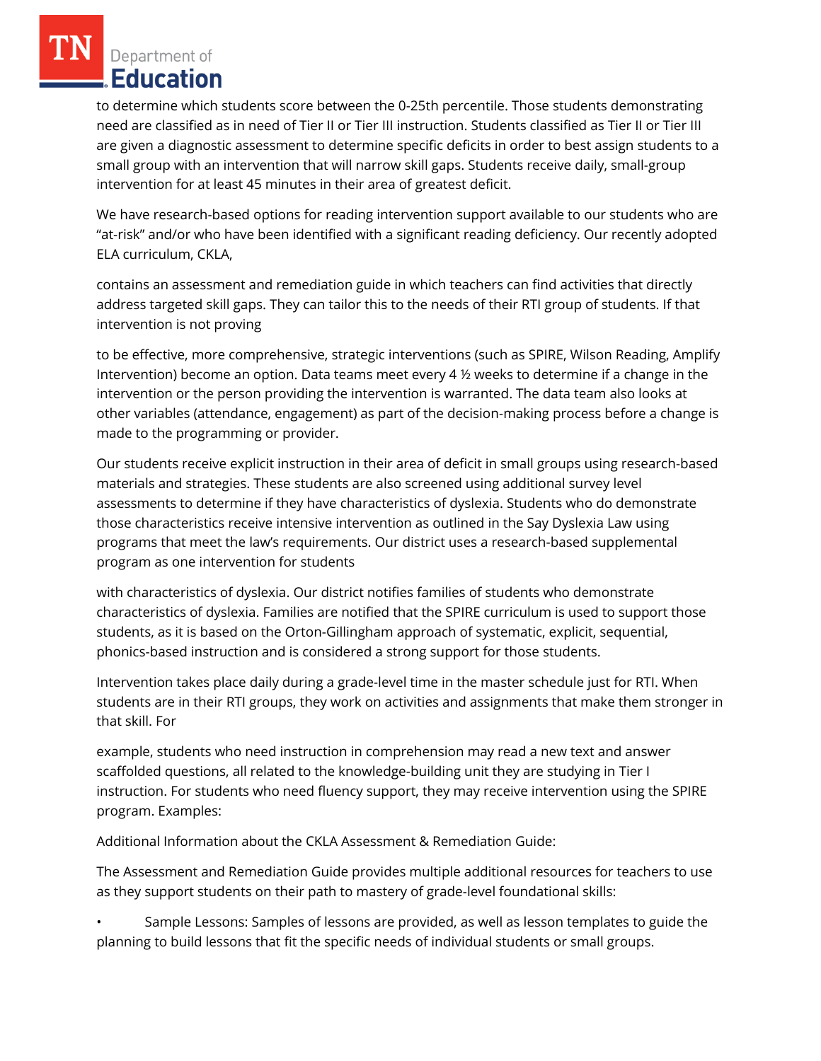to determine which students score between the 0-25th percentile. Those students demonstrating need are classified as in need of Tier II or Tier III instruction. Students classified as Tier II or Tier III are given a diagnostic assessment to determine specific deficits in order to best assign students to a small group with an intervention that will narrow skill gaps. Students receive daily, small-group intervention for at least 45 minutes in their area of greatest deficit.

We have research-based options for reading intervention support available to our students who are "at-risk" and/or who have been identified with a significant reading deficiency. Our recently adopted ELA curriculum, CKLA,

contains an assessment and remediation guide in which teachers can find activities that directly address targeted skill gaps. They can tailor this to the needs of their RTI group of students. If that intervention is not proving

to be effective, more comprehensive, strategic interventions (such as SPIRE, Wilson Reading, Amplify Intervention) become an option. Data teams meet every 4 ½ weeks to determine if a change in the intervention or the person providing the intervention is warranted. The data team also looks at other variables (attendance, engagement) as part of the decision-making process before a change is made to the programming or provider.

Our students receive explicit instruction in their area of deficit in small groups using research-based materials and strategies. These students are also screened using additional survey level assessments to determine if they have characteristics of dyslexia. Students who do demonstrate those characteristics receive intensive intervention as outlined in the Say Dyslexia Law using programs that meet the law's requirements. Our district uses a research-based supplemental program as one intervention for students

with characteristics of dyslexia. Our district notifies families of students who demonstrate characteristics of dyslexia. Families are notified that the SPIRE curriculum is used to support those students, as it is based on the Orton-Gillingham approach of systematic, explicit, sequential, phonics-based instruction and is considered a strong support for those students.

Intervention takes place daily during a grade-level time in the master schedule just for RTI. When students are in their RTI groups, they work on activities and assignments that make them stronger in that skill. For

example, students who need instruction in comprehension may read a new text and answer scaffolded questions, all related to the knowledge-building unit they are studying in Tier I instruction. For students who need fluency support, they may receive intervention using the SPIRE program. Examples:

Additional Information about the CKLA Assessment & Remediation Guide:

The Assessment and Remediation Guide provides multiple additional resources for teachers to use as they support students on their path to mastery of grade-level foundational skills:

- Sample Lessons: Samples of lessons are provided, as well as lesson templates to guide the planning to build lessons that fit the specific needs of individual students or small groups.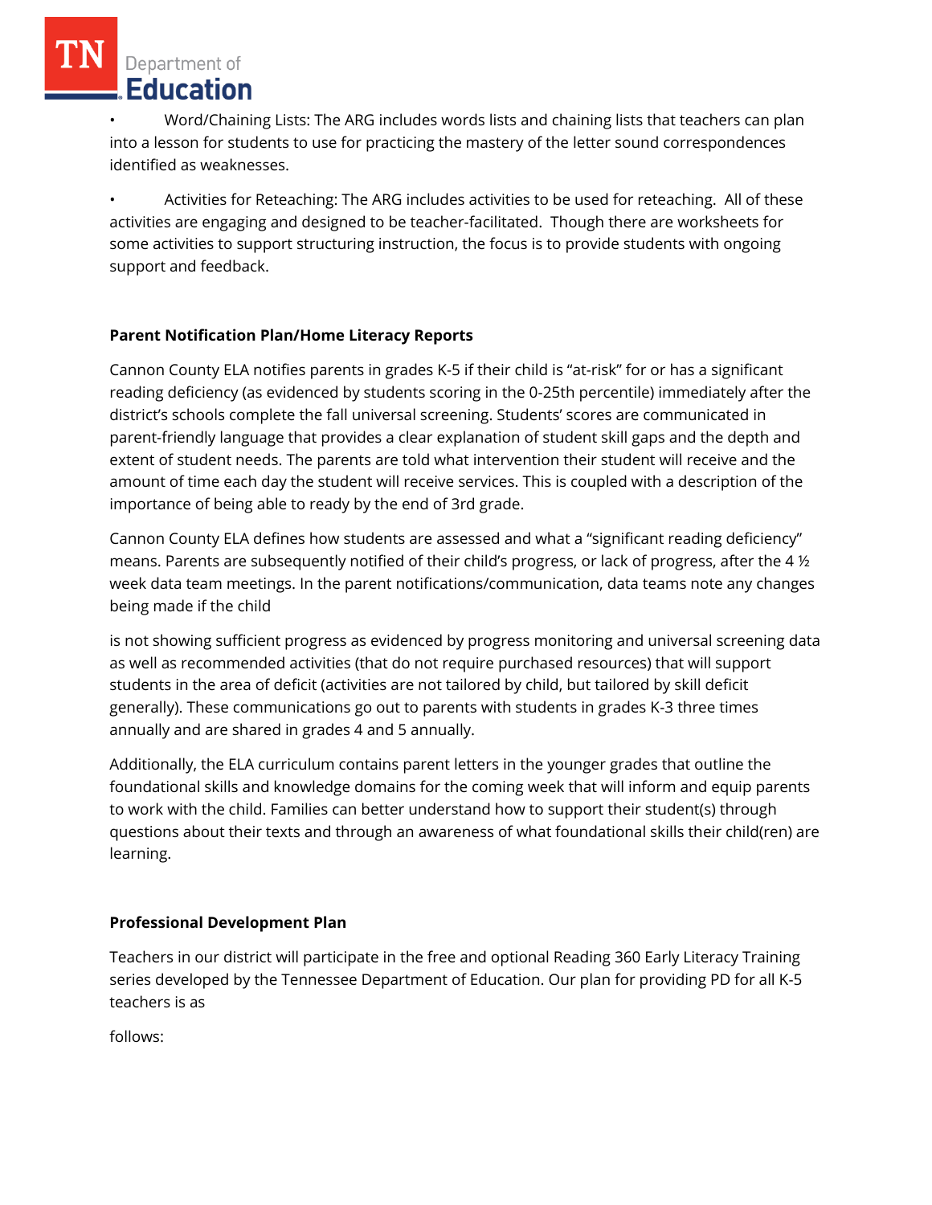- Word/Chaining Lists: The ARG includes words lists and chaining lists that teachers can plan into a lesson for students to use for practicing the mastery of the letter sound correspondences identified as weaknesses.

- Activities for Reteaching: The ARG includes activities to be used for reteaching. All of these activities are engaging and designed to be teacher-facilitated. Though there are worksheets for some activities to support structuring instruction, the focus is to provide students with ongoing support and feedback.

**Parent Notification Plan/Home Literacy Reports**

Cannon County ELA notifies parents in grades K-5 if their child is "at-risk" for or has a significant reading deficiency (as evidenced by students scoring in the 0-25th percentile) immediately after the district's schools complete the fall universal screening. Students' scores are communicated in parent-friendly language that provides a clear explanation of student skill gaps and the depth and extent of student needs. The parents are told what intervention their student will receive and the amount of time each day the student will receive services. This is coupled with a description of the importance of being able to ready by the end of 3rd grade.

Cannon County ELA defines how students are assessed and what a "significant reading deficiency" means. Parents are subsequently notified of their child's progress, or lack of progress, after the 4 ½ week data team meetings. In the parent notifications/communication, data teams note any changes being made if the child is not showing sufficient progress as evidenced by progress monitoring and universal screening data as well as recommended activities (that do not require purchased resources) that will support students in the area of deficit (activities are not tailored by child, but tailored by skill deficit generally). These communications go out to parents with students in grades K-3 three times annually and are shared in grades 4 and 5 annually.

Additionally, the ELA curriculum contains parent letters in the younger grades that outline the foundational skills and knowledge domains for the coming week that will inform and equip parents to work with the child. Families can better understand how to support their student(s) through questions about their texts and through an awareness of what foundational skills their child(ren) are learning.

**Professional Development Plan**

Teachers in our district will participate in the free and optional Reading 360 Early Literacy Training series developed by the Tennessee Department of Education. Our plan for providing PD for all K-5 teachers is as follows: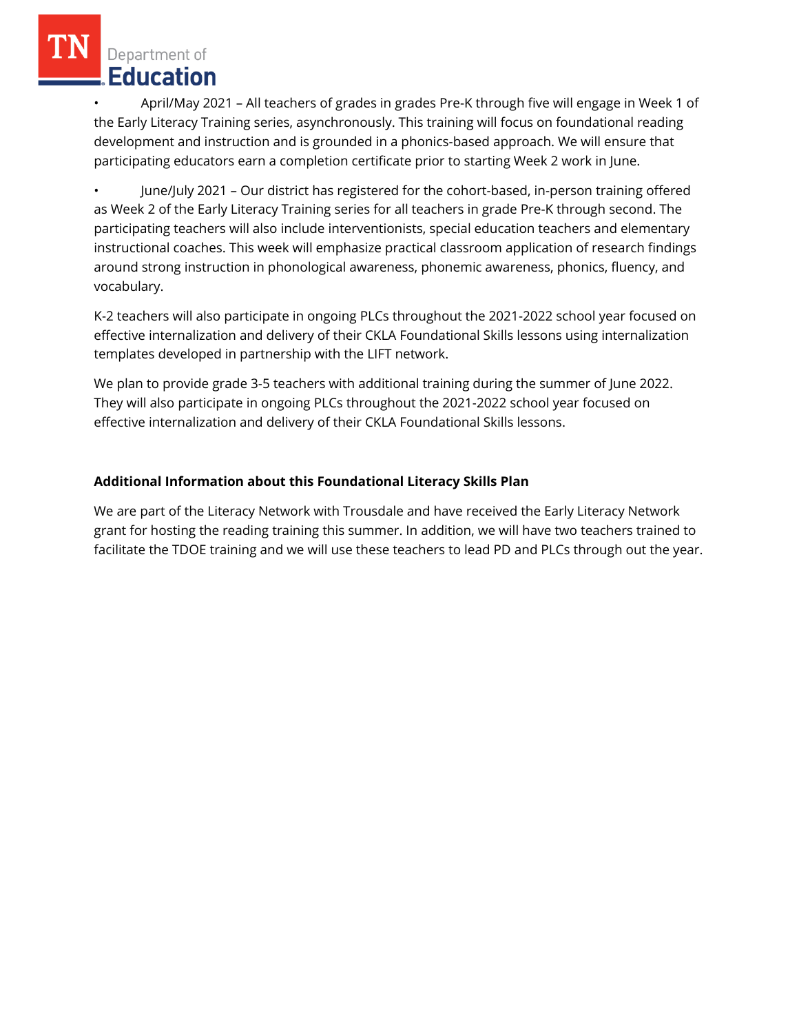- April/May 2021 – All teachers of grades in grades Pre-K through five will engage in Week 1 of the Early Literacy Training series, asynchronously. This training will focus on foundational reading development and instruction and is grounded in a phonics-based approach. We will ensure that participating educators earn a completion certificate prior to starting Week 2 work in June.

- June/July 2021 – Our district has registered for the cohort-based, in-person training offered as Week 2 of the Early Literacy Training series for all teachers in grade Pre-K through second. The participating teachers will also include interventionists, special education teachers and elementary instructional coaches. This week will emphasize practical classroom application of research findings around strong instruction in phonological awareness, phonemic awareness, phonics, fluency, and vocabulary.

K-2 teachers will also participate in ongoing PLCs throughout the 2021-2022 school year focused on effective internalization and delivery of their CKLA Foundational Skills lessons using internalization templates developed in partnership with the LIFT network.

We plan to provide grade 3-5 teachers with additional training during the summer of June 2022. They will also participate in ongoing PLCs throughout the 2021-2022 school year focused on effective internalization and delivery of their CKLA Foundational Skills lessons.

**Additional Information about this Foundational Literacy Skills Plan**

We are part of the Literacy Network with Trousdale and have received the Early Literacy Network grant for hosting the reading training this summer. In addition, we will have two teachers trained to facilitate the TDOE training and we will use these teachers to lead PD and PLCs through out the year.